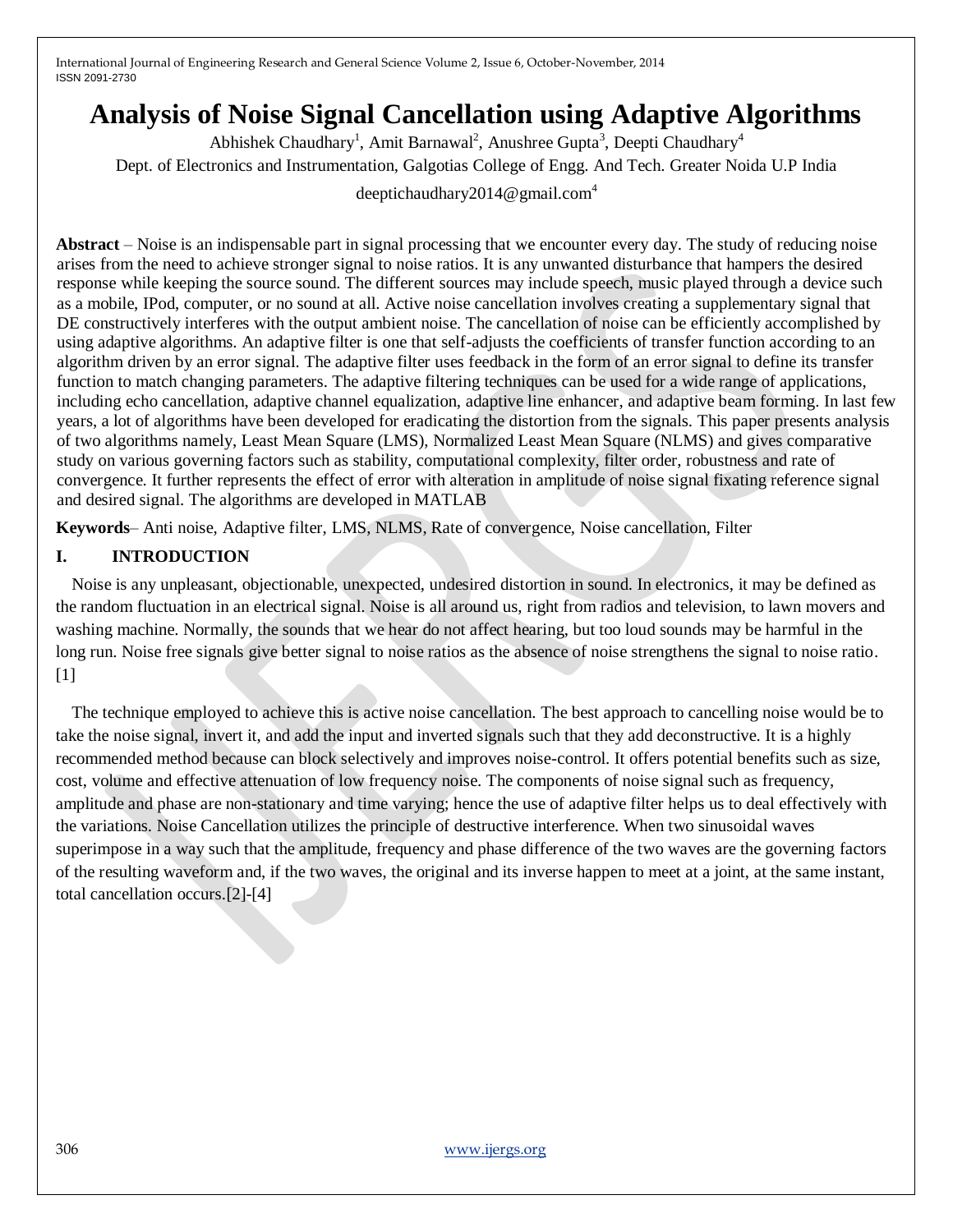# Analysis of Noise Signal Cancellation using Adaptive Algorithms

Abhishek Chaudhary[1], Amit Barnawal[2], Anushree Gupta[3], Deepti Chaudhary[4]

Dept. of Electronics and Instrumentation, Galgotias College of Engg. And Tech. Greater Noida U.P India

deeptichaudhary2014@gmail.com[4]

**Abstract** – Noise is an indispensable part in signal processing that we encounter every day. The study of reducing noise arises from the need to achieve stronger signal to noise ratios. It is any unwanted disturbance that hampers the desired response while keeping the source sound. The different sources may include speech, music played through a device such as a mobile, IPod, computer, or no sound at all. Active noise cancellation involves creating a supplementary signal that DE constructively interferes with the output ambient noise. The cancellation of noise can be efficiently accomplished by using adaptive algorithms. An adaptive filter is one that self-adjusts the coefficients of transfer function according to an algorithm driven by an error signal. The adaptive filter uses feedback in the form of an error signal to define its transfer function to match changing parameters. The adaptive filtering techniques can be used for a wide range of applications, including echo cancellation, adaptive channel equalization, adaptive line enhancer, and adaptive beam forming. In last few years, a lot of algorithms have been developed for eradicating the distortion from the signals. This paper presents analysis of two algorithms namely, Least Mean Square (LMS), Normalized Least Mean Square (NLMS) and gives comparative study on various governing factors such as stability, computational complexity, filter order, robustness and rate of convergence. It further represents the effect of error with alteration in amplitude of noise signal fixating reference signal and desired signal. The algorithms are developed in MATLAB

**Keywords**– Anti noise, Adaptive filter, LMS, NLMS, Rate of convergence, Noise cancellation, Filter

## I. INTRODUCTION

Noise is any unpleasant, objectionable, unexpected, undesired distortion in sound. In electronics, it may be defined as the random fluctuation in an electrical signal. Noise is all around us, right from radios and television, to lawn movers and washing machine. Normally, the sounds that we hear do not affect hearing, but too loud sounds may be harmful in the long run. Noise free signals give better signal to noise ratios as the absence of noise strengthens the signal to noise ratio. [1]

The technique employed to achieve this is active noise cancellation. The best approach to cancelling noise would be to take the noise signal, invert it, and add the input and inverted signals such that they add deconstructive. It is a highly recommended method because can block selectively and improves noise-control. It offers potential benefits such as size, cost, volume and effective attenuation of low frequency noise. The components of noise signal such as frequency, amplitude and phase are non-stationary and time varying; hence the use of adaptive filter helps us to deal effectively with the variations. Noise Cancellation utilizes the principle of destructive interference. When two sinusoidal waves superimpose in a way such that the amplitude, frequency and phase difference of the two waves are the governing factors of the resulting waveform and, if the two waves, the original and its inverse happen to meet at a joint, at the same instant, total cancellation occurs.[2]-[4]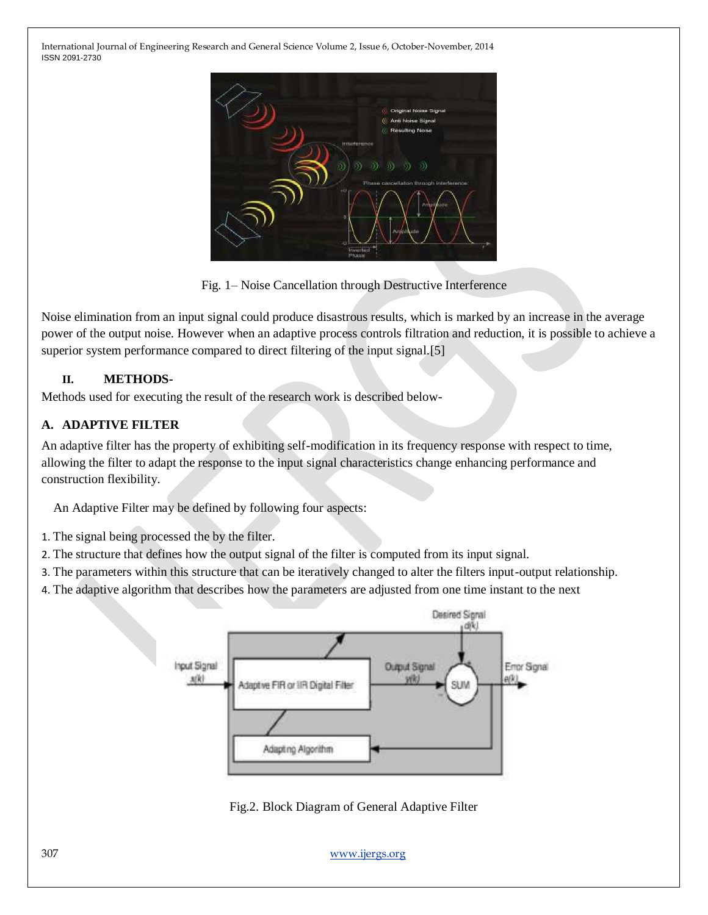Fig. 1– Noise Cancellation through Destructive Interference

Noise elimination from an input signal could produce disastrous results, which is marked by an increase in the average power of the output noise. However when an adaptive process controls filtration and reduction, it is possible to achieve a superior system performance compared to direct filtering of the input signal.[5]

## II. METHODS-

Methods used for executing the result of the research work is described below-

### A. ADAPTIVE FILTER

An adaptive filter has the property of exhibiting self-modification in its frequency response with respect to time, allowing the filter to adapt the response to the input signal characteristics change enhancing performance and construction flexibility.

An Adaptive Filter may be defined by following four aspects:

1. The signal being processed the by the filter.
2. The structure that defines how the output signal of the filter is computed from its input signal.
3. The parameters within this structure that can be iteratively changed to alter the filters input-output relationship.
4. The adaptive algorithm that describes how the parameters are adjusted from one time instant to the next

Fig.2. Block Diagram of General Adaptive Filter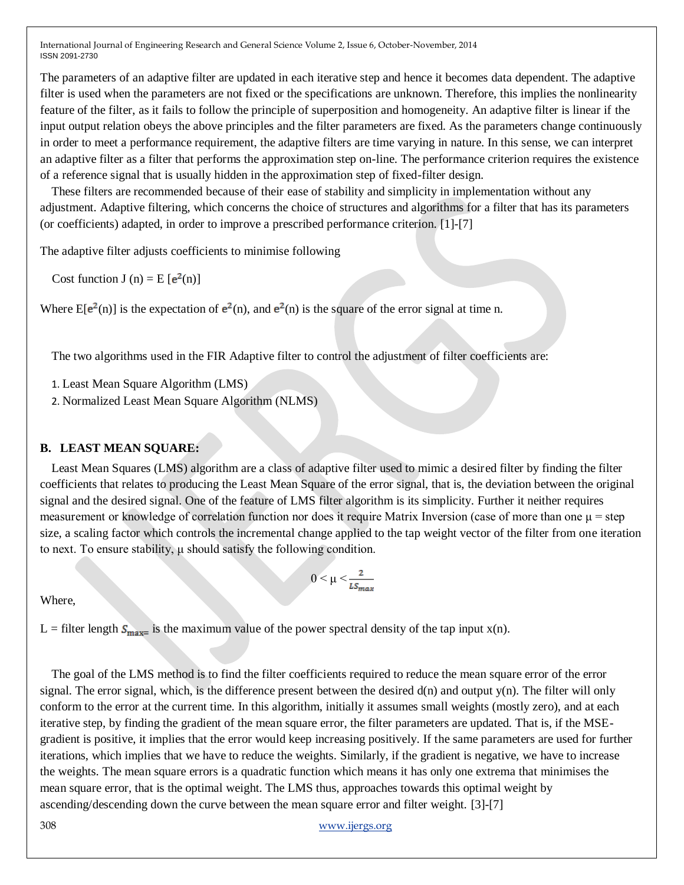The parameters of an adaptive filter are updated in each iterative step and hence it becomes data dependent. The adaptive filter is used when the parameters are not fixed or the specifications are unknown. Therefore, this implies the nonlinearity feature of the filter, as it fails to follow the principle of superposition and homogeneity. An adaptive filter is linear if the input output relation obeys the above principles and the filter parameters are fixed. As the parameters change continuously in order to meet a performance requirement, the adaptive filters are time varying in nature. In this sense, we can interpret an adaptive filter as a filter that performs the approximation step on-line. The performance criterion requires the existence of a reference signal that is usually hidden in the approximation step of fixed-filter design.

These filters are recommended because of their ease of stability and simplicity in implementation without any adjustment. Adaptive filtering, which concerns the choice of structures and algorithms for a filter that has its parameters (or coefficients) adapted, in order to improve a prescribed performance criterion. [1]-[7]

The adaptive filter adjusts coefficients to minimise following

Cost function J (n) = E [$e^2$(n)]

Where E[$e^2$(n)] is the expectation of $e^2$(n), and $e^2$(n) is the square of the error signal at time n.

The two algorithms used in the FIR Adaptive filter to control the adjustment of filter coefficients are:

1. Least Mean Square Algorithm (LMS)
2. Normalized Least Mean Square Algorithm (NLMS)

### B. LEAST MEAN SQUARE:

Least Mean Squares (LMS) algorithm are a class of adaptive filter used to mimic a desired filter by finding the filter coefficients that relates to producing the Least Mean Square of the error signal, that is, the deviation between the original signal and the desired signal. One of the feature of LMS filter algorithm is its simplicity. Further it neither requires measurement or knowledge of correlation function nor does it require Matrix Inversion (case of more than one μ = step size, a scaling factor which controls the incremental change applied to the tap weight vector of the filter from one iteration to next. To ensure stability, μ should satisfy the following condition.

$$0 < \mu < \frac{2}{LS_{max}}$$

Where,

L = filter length $S_{max=}$ is the maximum value of the power spectral density of the tap input x(n).

The goal of the LMS method is to find the filter coefficients required to reduce the mean square error of the error signal. The error signal, which, is the difference present between the desired d(n) and output y(n). The filter will only conform to the error at the current time. In this algorithm, initially it assumes small weights (mostly zero), and at each iterative step, by finding the gradient of the mean square error, the filter parameters are updated. That is, if the MSE-gradient is positive, it implies that the error would keep increasing positively. If the same parameters are used for further iterations, which implies that we have to reduce the weights. Similarly, if the gradient is negative, we have to increase the weights. The mean square errors is a quadratic function which means it has only one extrema that minimises the mean square error, that is the optimal weight. The LMS thus, approaches towards this optimal weight by ascending/descending down the curve between the mean square error and filter weight. [3]-[7]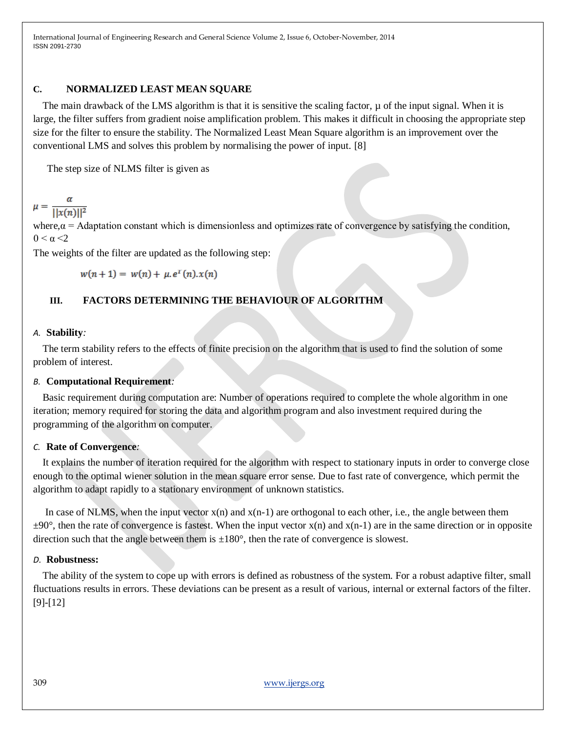### C. NORMALIZED LEAST MEAN SQUARE

The main drawback of the LMS algorithm is that it is sensitive the scaling factor, μ of the input signal. When it is large, the filter suffers from gradient noise amplification problem. This makes it difficult in choosing the appropriate step size for the filter to ensure the stability. The Normalized Least Mean Square algorithm is an improvement over the conventional LMS and solves this problem by normalising the power of input. [8]

The step size of NLMS filter is given as

$$\mu = \frac{\alpha}{||x(n)||^2}$$

where,α = Adaptation constant which is dimensionless and optimizes rate of convergence by satisfying the condition, $0 < \alpha < 2$

The weights of the filter are updated as the following step:

$$w(n+1) = w(n) + \mu . e^T(n) . x(n)$$

## III. FACTORS DETERMINING THE BEHAVIOUR OF ALGORITHM

### *A.* Stability*:*

The term stability refers to the effects of finite precision on the algorithm that is used to find the solution of some problem of interest.

### *B.* Computational Requirement*:*

Basic requirement during computation are: Number of operations required to complete the whole algorithm in one iteration; memory required for storing the data and algorithm program and also investment required during the programming of the algorithm on computer.

### *C.* Rate of Convergence*:*

It explains the number of iteration required for the algorithm with respect to stationary inputs in order to converge close enough to the optimal wiener solution in the mean square error sense. Due to fast rate of convergence, which permit the algorithm to adapt rapidly to a stationary environment of unknown statistics.

In case of NLMS, when the input vector x(n) and x(n-1) are orthogonal to each other, i.e., the angle between them ±90°, then the rate of convergence is fastest. When the input vector x(n) and x(n-1) are in the same direction or in opposite direction such that the angle between them is ±180°, then the rate of convergence is slowest.

### *D.* Robustness:

The ability of the system to cope up with errors is defined as robustness of the system. For a robust adaptive filter, small fluctuations results in errors. These deviations can be present as a result of various, internal or external factors of the filter. [9]-[12]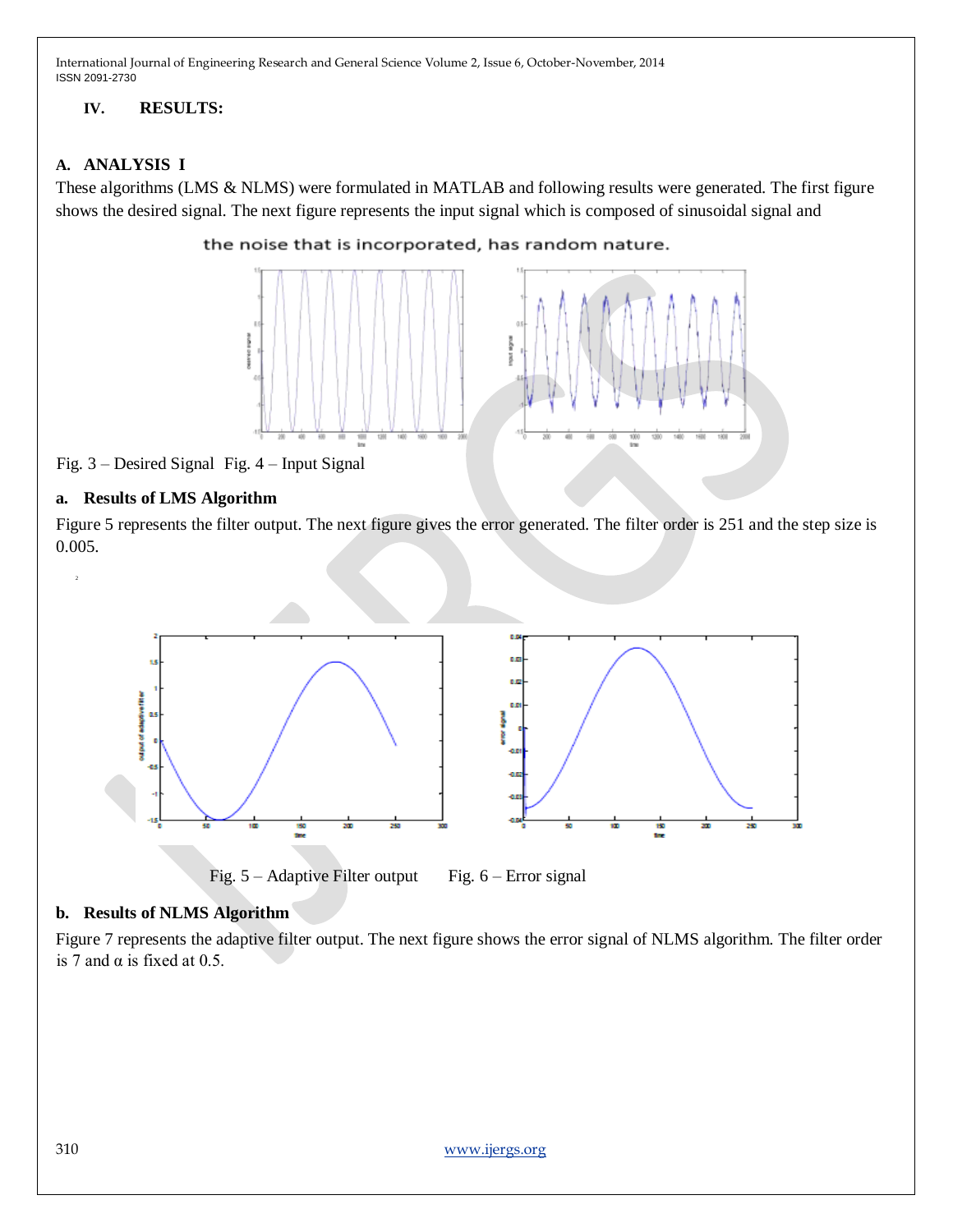## IV. RESULTS:

### A. ANALYSIS I

These algorithms (LMS & NLMS) were formulated in MATLAB and following results were generated. The first figure shows the desired signal. The next figure represents the input signal which is composed of sinusoidal signal and the noise that is incorporated, has random nature.

Fig. 3 – Desired Signal Fig. 4 – Input Signal

#### a. Results of LMS Algorithm

Figure 5 represents the filter output. The next figure gives the error generated. The filter order is 251 and the step size is 0.005.

Fig. 5 – Adaptive Filter output Fig. 6 – Error signal

#### b. Results of NLMS Algorithm

Figure 7 represents the adaptive filter output. The next figure shows the error signal of NLMS algorithm. The filter order is 7 and $\alpha$ is fixed at 0.5.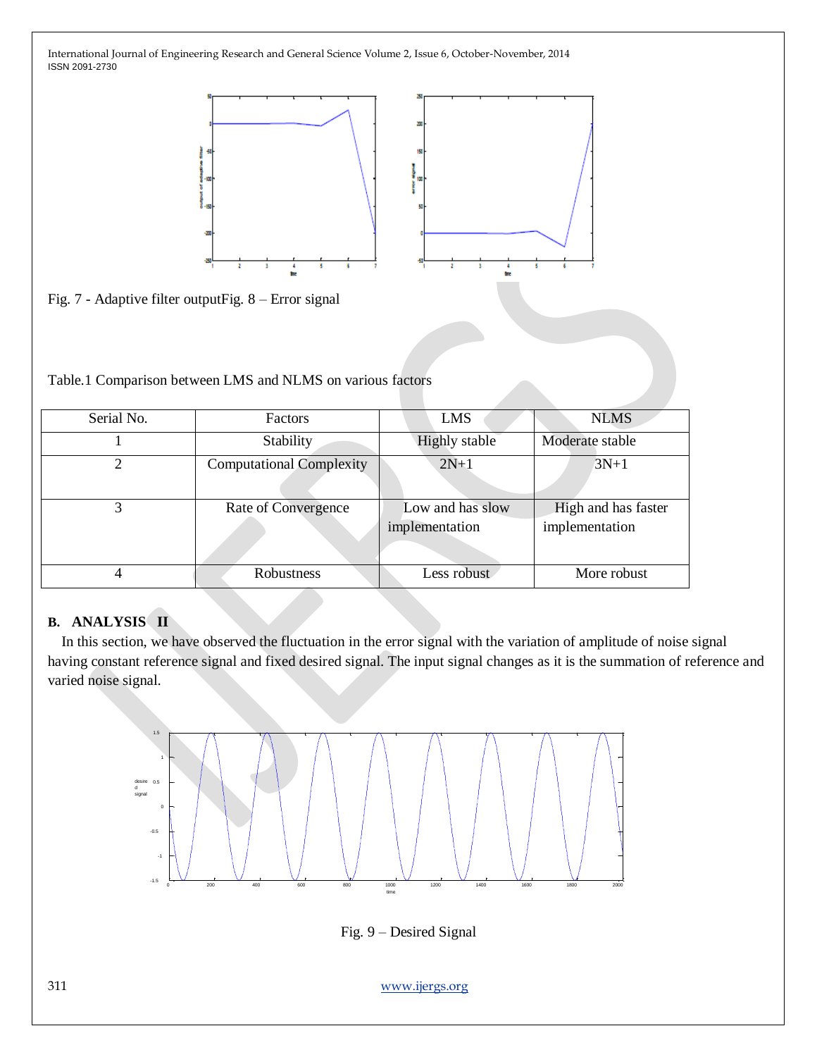Fig. 7 - Adaptive filter outputFig. 8 – Error signal

Table.1 Comparison between LMS and NLMS on various factors

| Serial No. | Factors | LMS | NLMS |
|---|---|---|---|
| 1 | Stability | Highly stable | Moderate stable |
| 2 | Computational Complexity | 2N+1 | 3N+1 |
| 3 | Rate of Convergence | Low and has slow implementation | High and has faster implementation |
| 4 | Robustness | Less robust | More robust |

### B. ANALYSIS II

In this section, we have observed the fluctuation in the error signal with the variation of amplitude of noise signal having constant reference signal and fixed desired signal. The input signal changes as it is the summation of reference and varied noise signal.

Fig. 9 – Desired Signal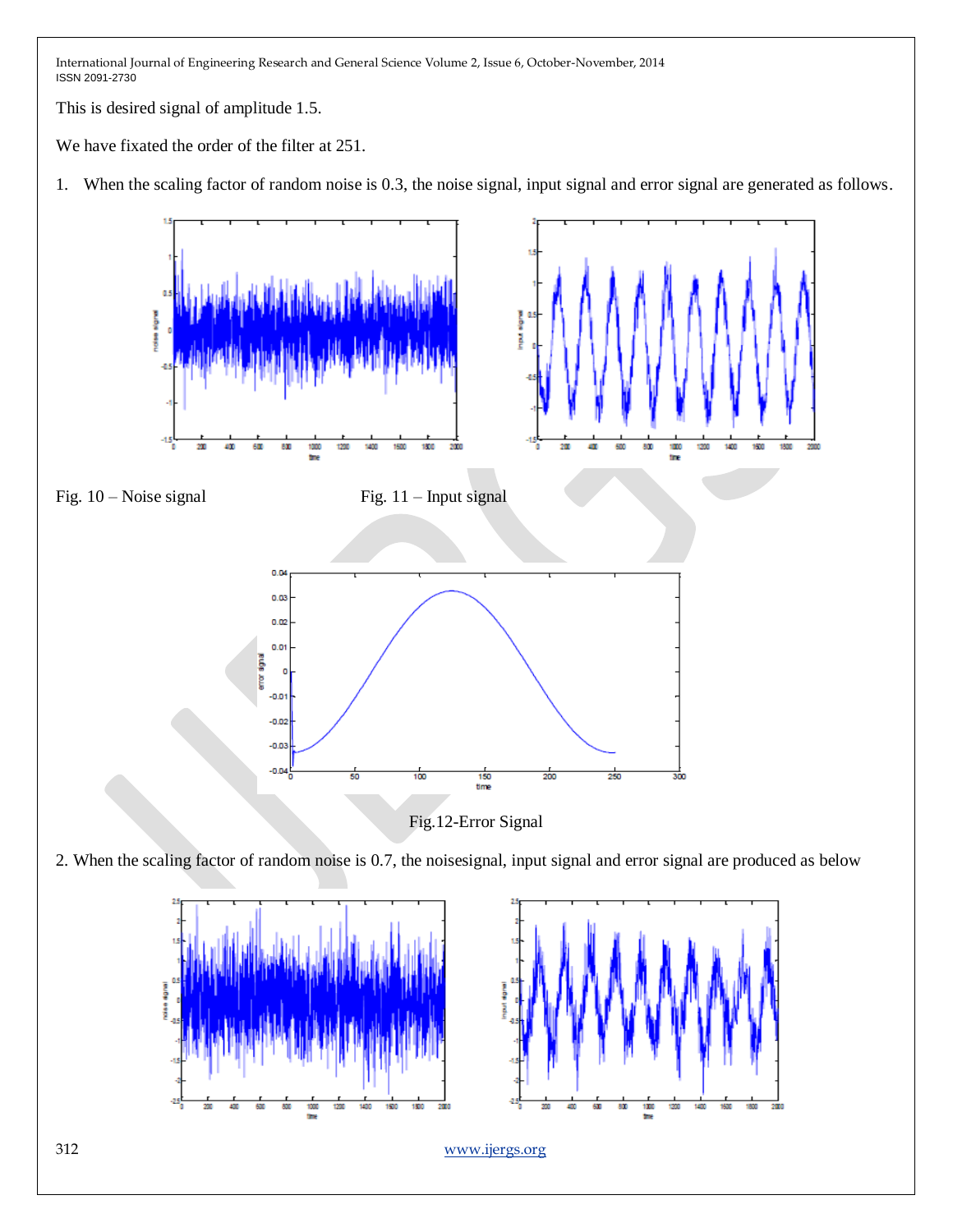This is desired signal of amplitude 1.5.

We have fixated the order of the filter at 251.

1. When the scaling factor of random noise is 0.3, the noise signal, input signal and error signal are generated as follows.

Fig. 10 – Noise signal

Fig. 11 – Input signal

Fig.12-Error Signal

2. When the scaling factor of random noise is 0.7, the noisesignal, input signal and error signal are produced as below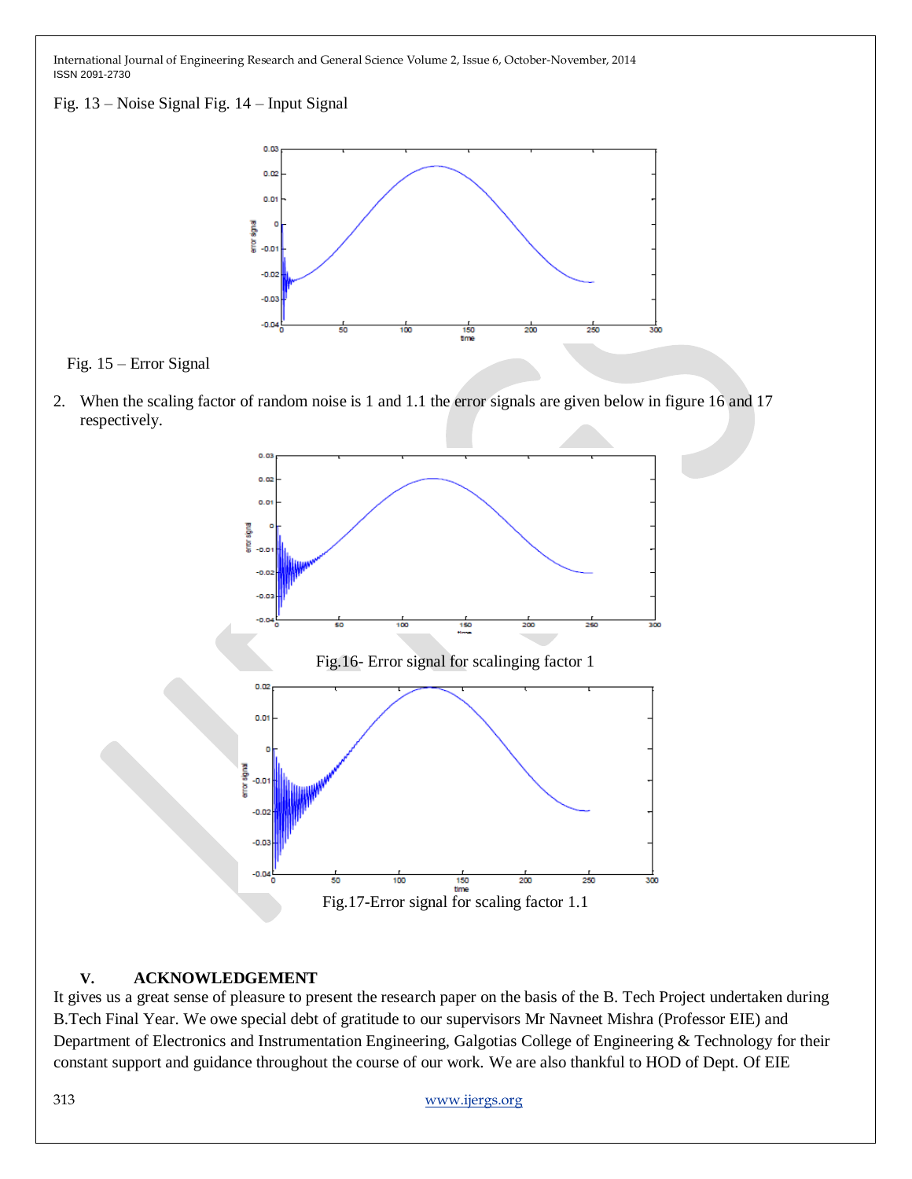Fig. 13 – Noise Signal Fig. 14 – Input Signal

Fig. 15 – Error Signal

2. When the scaling factor of random noise is 1 and 1.1 the error signals are given below in figure 16 and 17 respectively.

Fig.16- Error signal for scalinging factor 1

Fig.17-Error signal for scaling factor 1.1

## V. ACKNOWLEDGEMENT

It gives us a great sense of pleasure to present the research paper on the basis of the B. Tech Project undertaken during B.Tech Final Year. We owe special debt of gratitude to our supervisors Mr Navneet Mishra (Professor EIE) and Department of Electronics and Instrumentation Engineering, Galgotias College of Engineering & Technology for their constant support and guidance throughout the course of our work. We are also thankful to HOD of Dept. Of EIE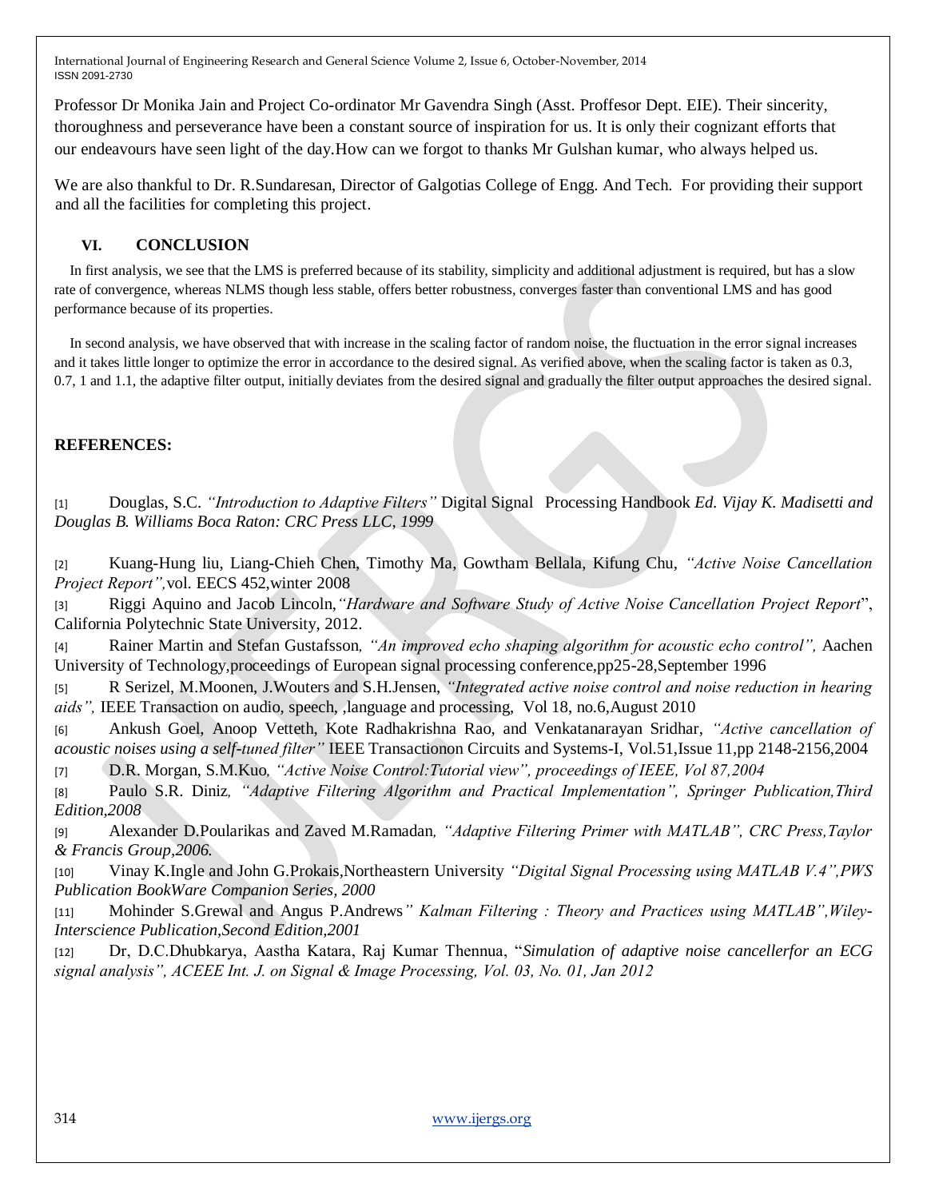Professor Dr Monika Jain and Project Co-ordinator Mr Gavendra Singh (Asst. Proffesor Dept. EIE). Their sincerity, thoroughness and perseverance have been a constant source of inspiration for us. It is only their cognizant efforts that our endeavours have seen light of the day.How can we forgot to thanks Mr Gulshan kumar, who always helped us.

We are also thankful to Dr. R.Sundaresan, Director of Galgotias College of Engg. And Tech. For providing their support and all the facilities for completing this project.

## VI. CONCLUSION

In first analysis, we see that the LMS is preferred because of its stability, simplicity and additional adjustment is required, but has a slow rate of convergence, whereas NLMS though less stable, offers better robustness, converges faster than conventional LMS and has good performance because of its properties.

In second analysis, we have observed that with increase in the scaling factor of random noise, the fluctuation in the error signal increases and it takes little longer to optimize the error in accordance to the desired signal. As verified above, when the scaling factor is taken as 0.3, 0.7, 1 and 1.1, the adaptive filter output, initially deviates from the desired signal and gradually the filter output approaches the desired signal.

## REFERENCES:

[1] Douglas, S.C. *"Introduction to Adaptive Filters"* Digital Signal Processing Handbook *Ed. Vijay K. Madisetti and Douglas B. Williams Boca Raton: CRC Press LLC, 1999*

[2] Kuang-Hung liu, Liang-Chieh Chen, Timothy Ma, Gowtham Bellala, Kifung Chu, *"Active Noise Cancellation Project Report",*vol. EECS 452,winter 2008

[3] Riggi Aquino and Jacob Lincoln,*"Hardware and Software Study of Active Noise Cancellation Project Report*", California Polytechnic State University, 2012.

[4] Rainer Martin and Stefan Gustafsson*, "An improved echo shaping algorithm for acoustic echo control",* Aachen University of Technology,proceedings of European signal processing conference,pp25-28,September 1996

[5] R Serizel, M.Moonen, J.Wouters and S.H.Jensen, *"Integrated active noise control and noise reduction in hearing aids",* IEEE Transaction on audio, speech, ,language and processing, Vol 18, no.6,August 2010

[6] Ankush Goel, Anoop Vetteth, Kote Radhakrishna Rao, and Venkatanarayan Sridhar, *"Active cancellation of acoustic noises using a self-tuned filter"* IEEE Transactionon Circuits and Systems-I, Vol.51,Issue 11,pp 2148-2156,2004

[7] D.R. Morgan, S.M.Kuo*, "Active Noise Control:Tutorial view", proceedings of IEEE, Vol 87,2004*

[8] Paulo S.R. Diniz*, "Adaptive Filtering Algorithm and Practical Implementation", Springer Publication,Third Edition,2008*

[9] Alexander D.Poularikas and Zaved M.Ramadan*, "Adaptive Filtering Primer with MATLAB", CRC Press,Taylor & Francis Group,2006.*

[10] Vinay K.Ingle and John G.Prokais,Northeastern University *"Digital Signal Processing using MATLAB V.4",PWS Publication BookWare Companion Series, 2000*

[11] Mohinder S.Grewal and Angus P.Andrews*" Kalman Filtering : Theory and Practices using MATLAB",Wiley-Interscience Publication,Second Edition,2001*

[12] Dr, D.C.Dhubkarya, Aastha Katara, Raj Kumar Thennua, "*Simulation of adaptive noise cancellerfor an ECG signal analysis", ACEEE Int. J. on Signal & Image Processing, Vol. 03, No. 01, Jan 2012*